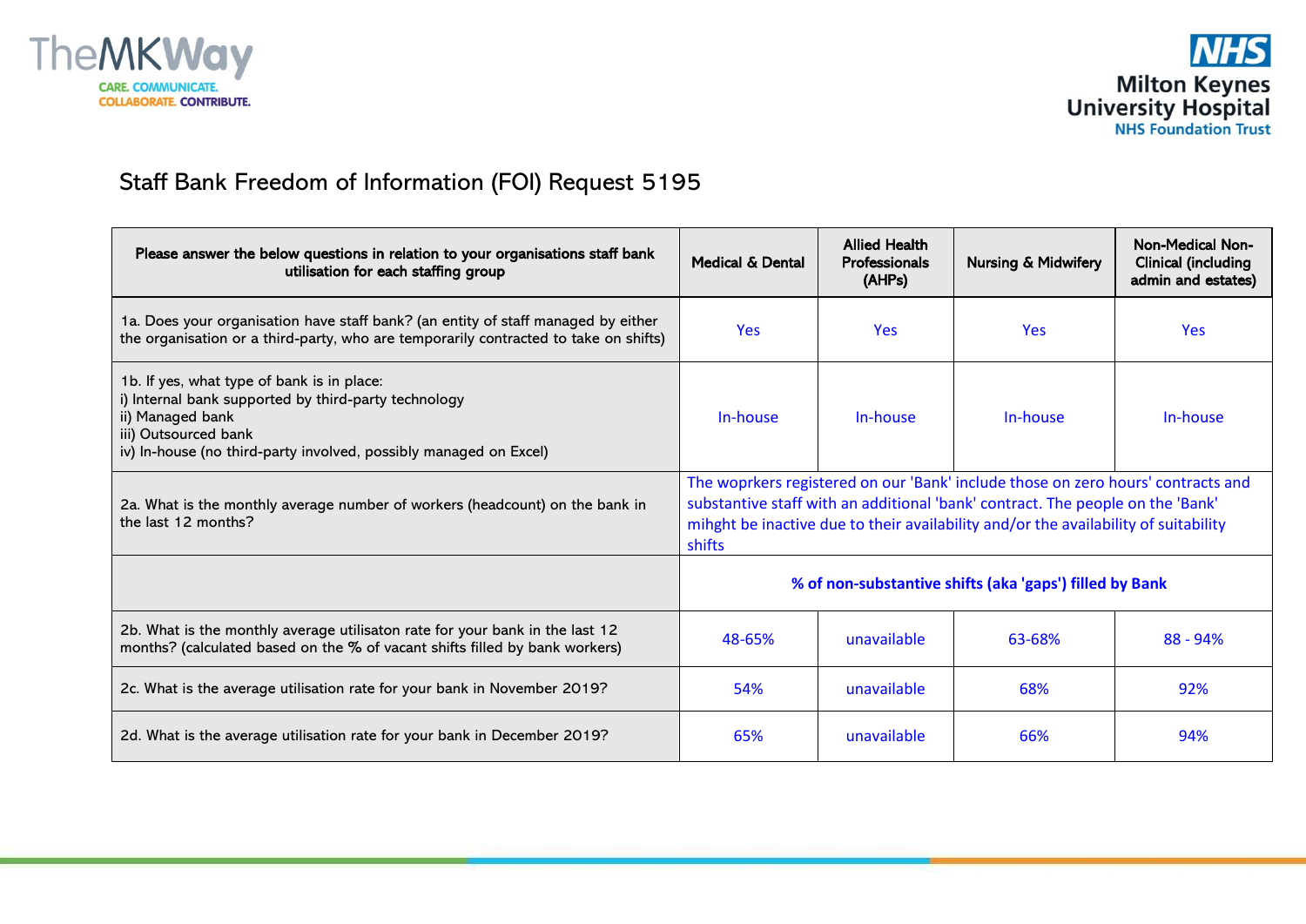# Staff Bank Freedom of Information (FOI) Request 5195

| Please answer the below questions in relation to your organisations staff bank utilisation for each staffing group | Medical & Dental | Allied Health Professionals (AHPs) | Nursing & Midwifery | Non-Medical Non-Clinical (including admin and estates) |
|---|---|---|---|---|
| 1a. Does your organisation have staff bank? (an entity of staff managed by either the organisation or a third-party, who are temporarily contracted to take on shifts) | Yes | Yes | Yes | Yes |
| 1b. If yes, what type of bank is in place:<br>i) Internal bank supported by third-party technology<br>ii) Managed bank<br>iii) Outsourced bank<br>iv) In-house (no third-party involved, possibly managed on Excel) | In-house | In-house | In-house | In-house |
| 2a. What is the monthly average number of workers (headcount) on the bank in the last 12 months? | The woprkers registered on our 'Bank' include those on zero hours' contracts and substantive staff with an additional 'bank' contract. The people on the 'Bank' mihght be inactive due to their availability and/or the availability of suitability shifts | | | |
| | **% of non-substantive shifts (aka 'gaps') filled by Bank** | | | |
| 2b. What is the monthly average utilisaton rate for your bank in the last 12 months? (calculated based on the % of vacant shifts filled by bank workers) | 48-65% | unavailable | 63-68% | 88 - 94% |
| 2c. What is the average utilisation rate for your bank in November 2019? | 54% | unavailable | 68% | 92% |
| 2d. What is the average utilisation rate for your bank in December 2019? | 65% | unavailable | 66% | 94% |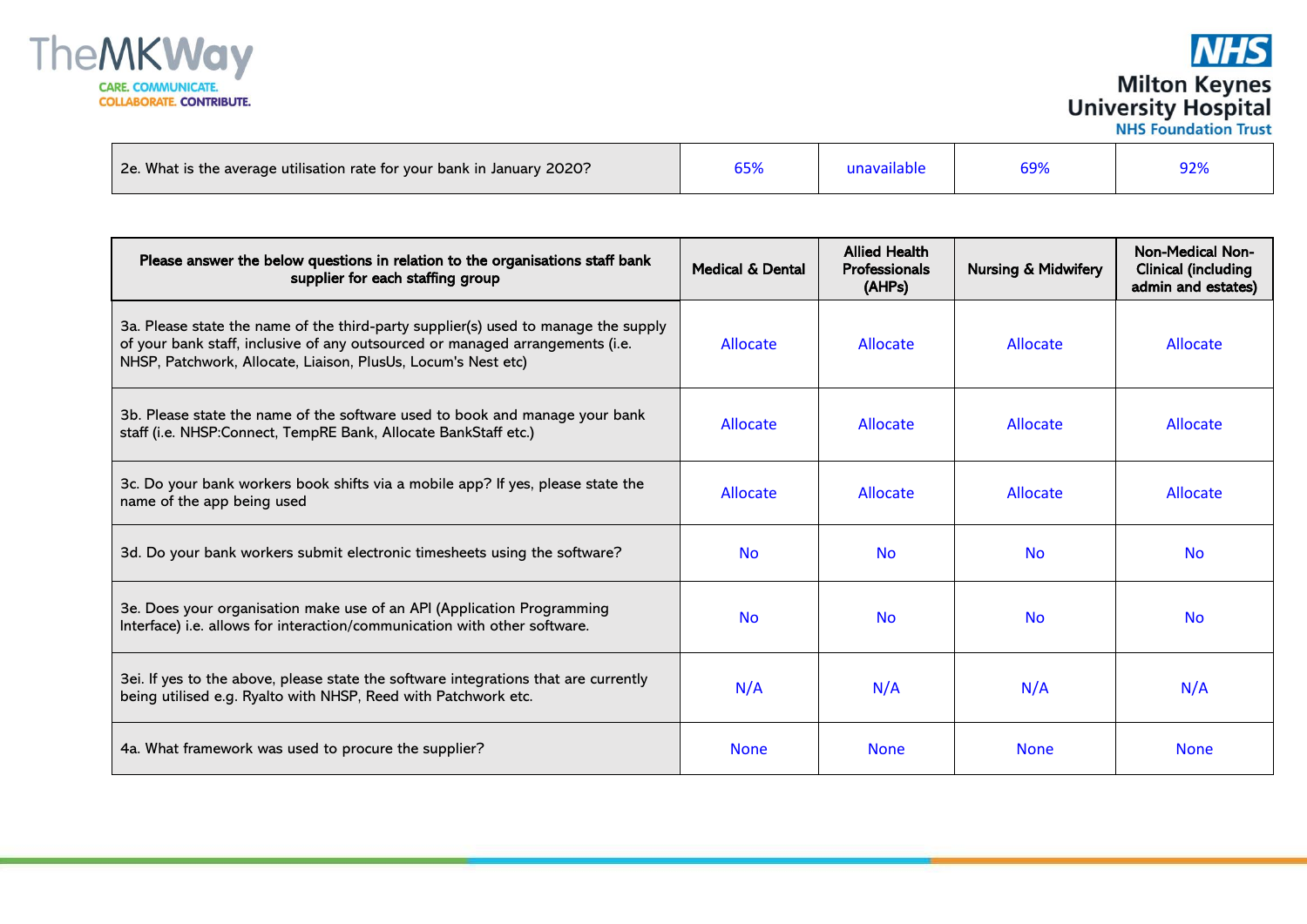| 2e. What is the average utilisation rate for your bank in January 2020? | 65% | unavailable | 69% | 92% |
|---|---|---|---|---|

| Please answer the below questions in relation to the organisations staff bank supplier for each staffing group | Medical & Dental | Allied Health Professionals (AHPs) | Nursing & Midwifery | Non-Medical Non-Clinical (including admin and estates) |
|---|---|---|---|---|
| 3a. Please state the name of the third-party supplier(s) used to manage the supply of your bank staff, inclusive of any outsourced or managed arrangements (i.e. NHSP, Patchwork, Allocate, Liaison, PlusUs, Locum's Nest etc) | Allocate | Allocate | Allocate | Allocate |
| 3b. Please state the name of the software used to book and manage your bank staff (i.e. NHSP:Connect, TempRE Bank, Allocate BankStaff etc.) | Allocate | Allocate | Allocate | Allocate |
| 3c. Do your bank workers book shifts via a mobile app? If yes, please state the name of the app being used | Allocate | Allocate | Allocate | Allocate |
| 3d. Do your bank workers submit electronic timesheets using the software? | No | No | No | No |
| 3e. Does your organisation make use of an API (Application Programming Interface) i.e. allows for interaction/communication with other software. | No | No | No | No |
| 3ei. If yes to the above, please state the software integrations that are currently being utilised e.g. Ryalto with NHSP, Reed with Patchwork etc. | N/A | N/A | N/A | N/A |
| 4a. What framework was used to procure the supplier? | None | None | None | None |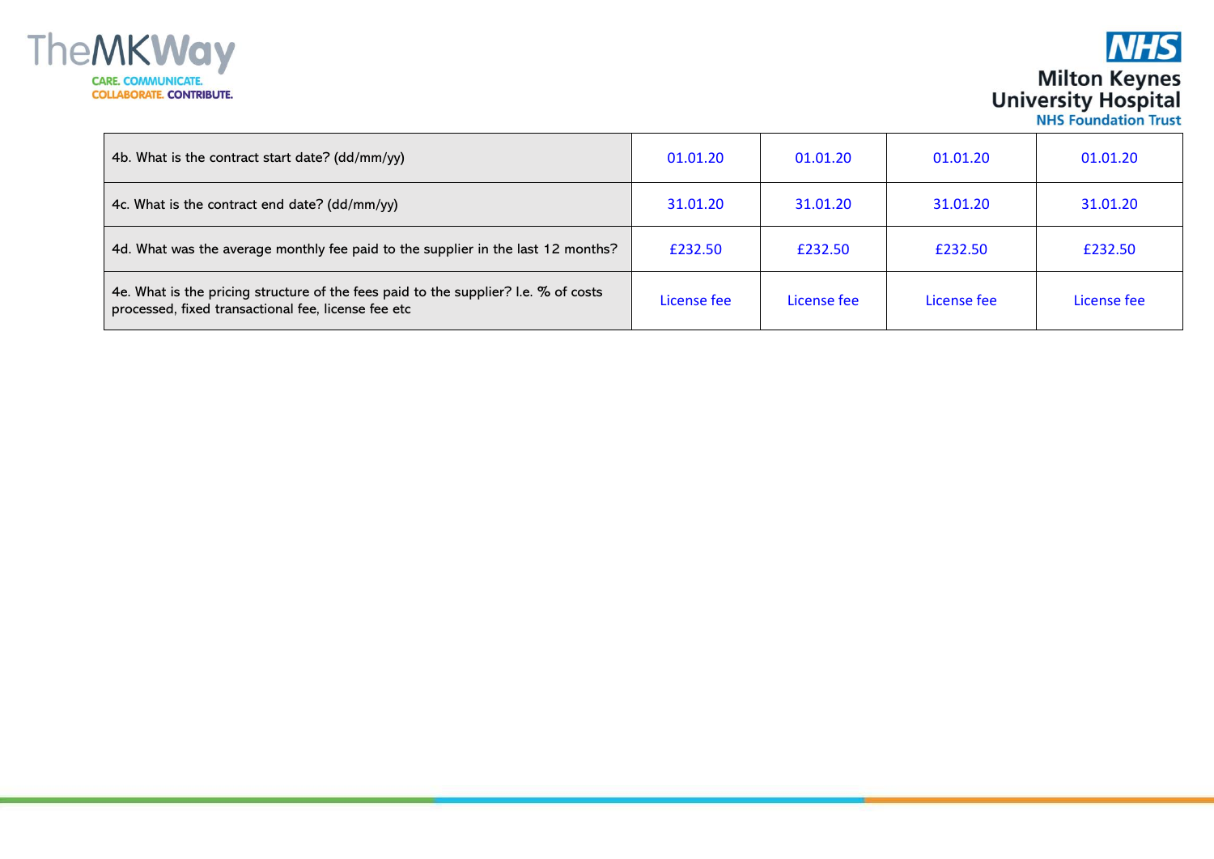| 4b. What is the contract start date? (dd/mm/yy) | 01.01.20 | 01.01.20 | 01.01.20 | 01.01.20 |
|---|---|---|---|---|
| 4c. What is the contract end date? (dd/mm/yy) | 31.01.20 | 31.01.20 | 31.01.20 | 31.01.20 |
| 4d. What was the average monthly fee paid to the supplier in the last 12 months? | £232.50 | £232.50 | £232.50 | £232.50 |
| 4e. What is the pricing structure of the fees paid to the supplier? I.e. % of costs processed, fixed transactional fee, license fee etc | License fee | License fee | License fee | License fee |